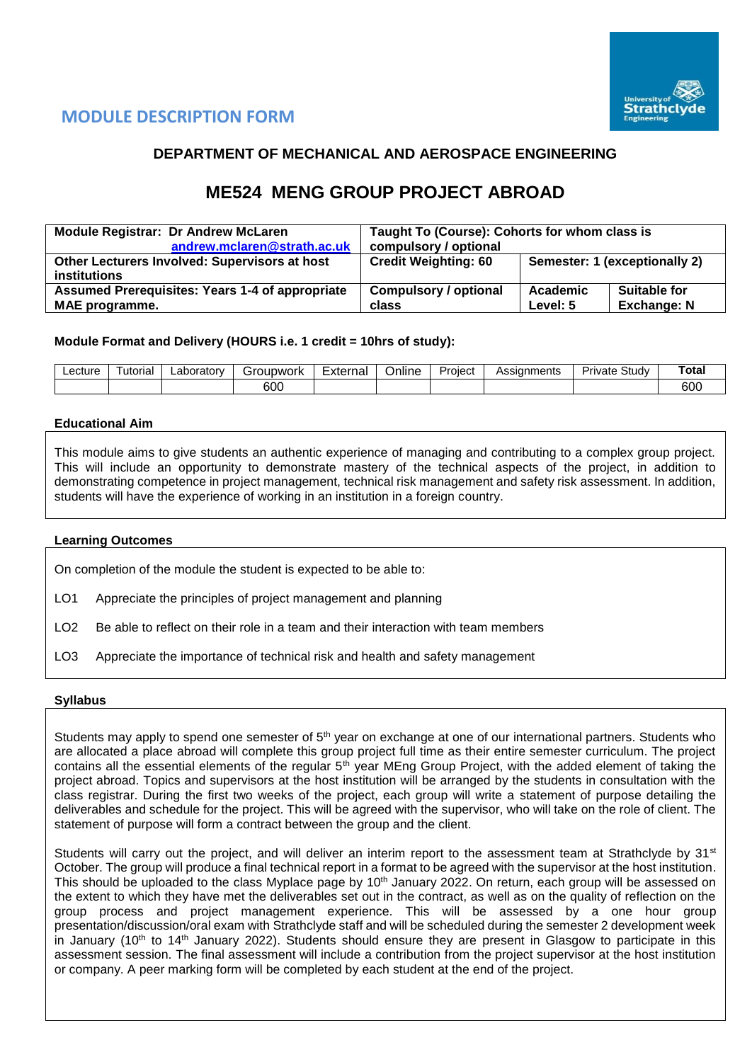## MODULE DESCRIPTION FORM

### DEPARTMENT OF MECHANICAL AND AEROSPACE ENGINEERING

# ME524 MENG GROUP PROJECT ABROAD

| **Module Registrar: Dr Andrew McLaren** andrew.mclaren@strath.ac.uk | **Taught To (Course): Cohorts for whom class is compulsory / optional** | | |
|---|---|---|---|
| **Other Lecturers Involved: Supervisors at host institutions** | **Credit Weighting: 60** | **Semester: 1 (exceptionally 2)** | |
| **Assumed Prerequisites: Years 1-4 of appropriate MAE programme.** | **Compulsory / optional class** | **Academic Level: 5** | **Suitable for Exchange: N** |

**Module Format and Delivery (HOURS i.e. 1 credit = 10hrs of study):**

| Lecture | Tutorial | Laboratory | Groupwork | External | Online | Project | Assignments | Private Study | **Total** |
|---|---|---|---|---|---|---|---|---|---|
| | | | 600 | | | | | | 600 |

**Educational Aim**

This module aims to give students an authentic experience of managing and contributing to a complex group project. This will include an opportunity to demonstrate mastery of the technical aspects of the project, in addition to demonstrating competence in project management, technical risk management and safety risk assessment. In addition, students will have the experience of working in an institution in a foreign country.

**Learning Outcomes**

On completion of the module the student is expected to be able to:

LO1 Appreciate the principles of project management and planning

LO2 Be able to reflect on their role in a team and their interaction with team members

LO3 Appreciate the importance of technical risk and health and safety management

**Syllabus**

Students may apply to spend one semester of 5th year on exchange at one of our international partners. Students who are allocated a place abroad will complete this group project full time as their entire semester curriculum. The project contains all the essential elements of the regular 5th year MEng Group Project, with the added element of taking the project abroad. Topics and supervisors at the host institution will be arranged by the students in consultation with the class registrar. During the first two weeks of the project, each group will write a statement of purpose detailing the deliverables and schedule for the project. This will be agreed with the supervisor, who will take on the role of client. The statement of purpose will form a contract between the group and the client.

Students will carry out the project, and will deliver an interim report to the assessment team at Strathclyde by 31st October. The group will produce a final technical report in a format to be agreed with the supervisor at the host institution. This should be uploaded to the class Myplace page by 10th January 2022. On return, each group will be assessed on the extent to which they have met the deliverables set out in the contract, as well as on the quality of reflection on the group process and project management experience. This will be assessed by a one hour group presentation/discussion/oral exam with Strathclyde staff and will be scheduled during the semester 2 development week in January (10th to 14th January 2022). Students should ensure they are present in Glasgow to participate in this assessment session. The final assessment will include a contribution from the project supervisor at the host institution or company. A peer marking form will be completed by each student at the end of the project.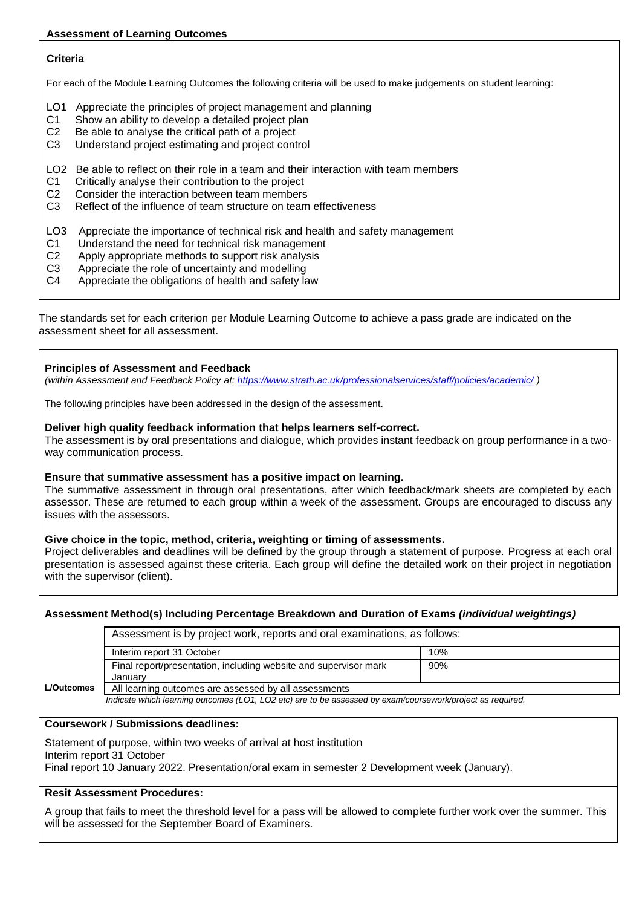### Assessment of Learning Outcomes

**Criteria**

For each of the Module Learning Outcomes the following criteria will be used to make judgements on student learning:

LO1 Appreciate the principles of project management and planning
C1 Show an ability to develop a detailed project plan
C2 Be able to analyse the critical path of a project
C3 Understand project estimating and project control

LO2 Be able to reflect on their role in a team and their interaction with team members
C1 Critically analyse their contribution to the project
C2 Consider the interaction between team members
C3 Reflect of the influence of team structure on team effectiveness

LO3 Appreciate the importance of technical risk and health and safety management
C1 Understand the need for technical risk management
C2 Apply appropriate methods to support risk analysis
C3 Appreciate the role of uncertainty and modelling
C4 Appreciate the obligations of health and safety law

The standards set for each criterion per Module Learning Outcome to achieve a pass grade are indicated on the assessment sheet for all assessment.

**Principles of Assessment and Feedback**
*(within Assessment and Feedback Policy at: https://www.strath.ac.uk/professionalservices/staff/policies/academic/ )*

The following principles have been addressed in the design of the assessment.

**Deliver high quality feedback information that helps learners self-correct.**
The assessment is by oral presentations and dialogue, which provides instant feedback on group performance in a two-way communication process.

**Ensure that summative assessment has a positive impact on learning.**
The summative assessment in through oral presentations, after which feedback/mark sheets are completed by each assessor. These are returned to each group within a week of the assessment. Groups are encouraged to discuss any issues with the assessors.

**Give choice in the topic, method, criteria, weighting or timing of assessments.**
Project deliverables and deadlines will be defined by the group through a statement of purpose. Progress at each oral presentation is assessed against these criteria. Each group will define the detailed work on their project in negotiation with the supervisor (client).

**Assessment Method(s) Including Percentage Breakdown and Duration of Exams *(individual weightings)***

| | Assessment is by project work, reports and oral examinations, as follows: | |
|---|---|---|
| | Interim report 31 October | 10% |
| | Final report/presentation, including website and supervisor mark January | 90% |
| **L/Outcomes** | All learning outcomes are assessed by all assessments | |

*Indicate which learning outcomes (LO1, LO2 etc) are to be assessed by exam/coursework/project as required.*

**Coursework / Submissions deadlines:**

Statement of purpose, within two weeks of arrival at host institution
Interim report 31 October
Final report 10 January 2022. Presentation/oral exam in semester 2 Development week (January).

**Resit Assessment Procedures:**

A group that fails to meet the threshold level for a pass will be allowed to complete further work over the summer. This will be assessed for the September Board of Examiners.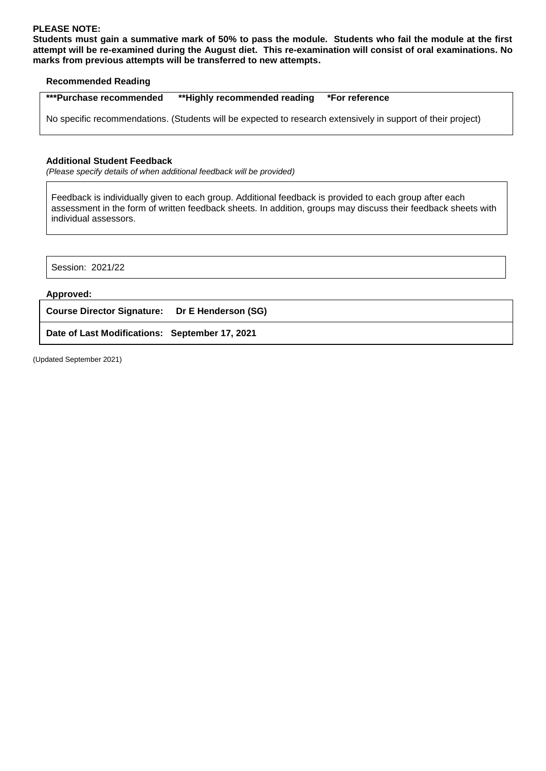**PLEASE NOTE:**
**Students must gain a summative mark of 50% to pass the module. Students who fail the module at the first attempt will be re-examined during the August diet. This re-examination will consist of oral examinations. No marks from previous attempts will be transferred to new attempts.**

**Recommended Reading**

| ***Purchase recommended **Highly recommended reading *For reference |
|---|
| No specific recommendations. (Students will be expected to research extensively in support of their project) |

**Additional Student Feedback**
*(Please specify details of when additional feedback will be provided)*

| Feedback is individually given to each group. Additional feedback is provided to each group after each assessment in the form of written feedback sheets. In addition, groups may discuss their feedback sheets with individual assessors. |
|---|

| Session: 2021/22 |
|---|

**Approved:**

| **Course Director Signature:** | **Dr E Henderson (SG)** |
|---|---|
| **Date of Last Modifications:** | **September 17, 2021** |

(Updated September 2021)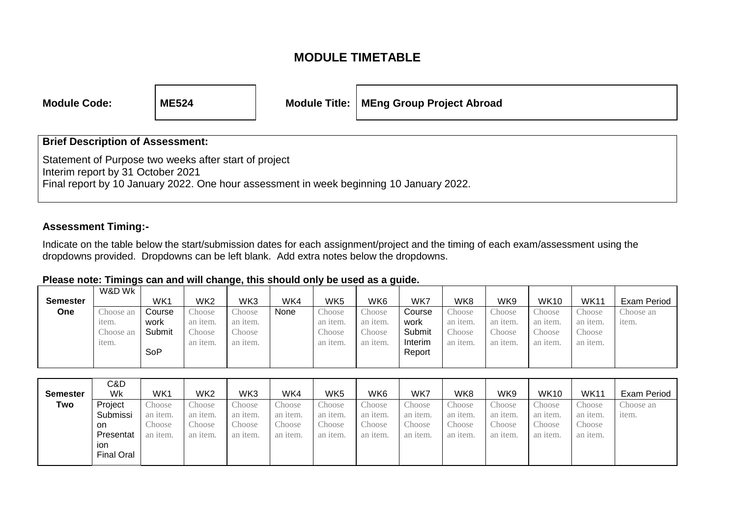# MODULE TIMETABLE

| | | | |
|---|---|---|---|
| **Module Code:** | **ME524** | **Module Title:** | **MEng Group Project Abroad** |

**Brief Description of Assessment:**

Statement of Purpose two weeks after start of project
Interim report by 31 October 2021
Final report by 10 January 2022. One hour assessment in week beginning 10 January 2022.

**Assessment Timing:-**

Indicate on the table below the start/submission dates for each assignment/project and the timing of each exam/assessment using the dropdowns provided. Dropdowns can be left blank. Add extra notes below the dropdowns.

**Please note: Timings can and will change, this should only be used as a guide.**

| **Semester One** | W&D Wk | WK1 | WK2 | WK3 | WK4 | WK5 | WK6 | WK7 | WK8 | WK9 | WK10 | WK11 | Exam Period |
|---|---|---|---|---|---|---|---|---|---|---|---|---|---|
| | Choose an item. Choose an item. | Course work Submit SoP | Choose an item. Choose an item. | Choose an item. Choose an item. | None | Choose an item. Choose an item. | Choose an item. Choose an item. | Course work Submit Interim Report | Choose an item. Choose an item. | Choose an item. Choose an item. | Choose an item. Choose an item. | Choose an item. Choose an item. | Choose an item. |

| **Semester Two** | C&D Wk | WK1 | WK2 | WK3 | WK4 | WK5 | WK6 | WK7 | WK8 | WK9 | WK10 | WK11 | Exam Period |
|---|---|---|---|---|---|---|---|---|---|---|---|---|---|
| | Project Submission Presentation Final Oral | Choose an item. Choose an item. | Choose an item. Choose an item. | Choose an item. Choose an item. | Choose an item. Choose an item. | Choose an item. Choose an item. | Choose an item. Choose an item. | Choose an item. Choose an item. | Choose an item. Choose an item. | Choose an item. Choose an item. | Choose an item. Choose an item. | Choose an item. Choose an item. | Choose an item. |